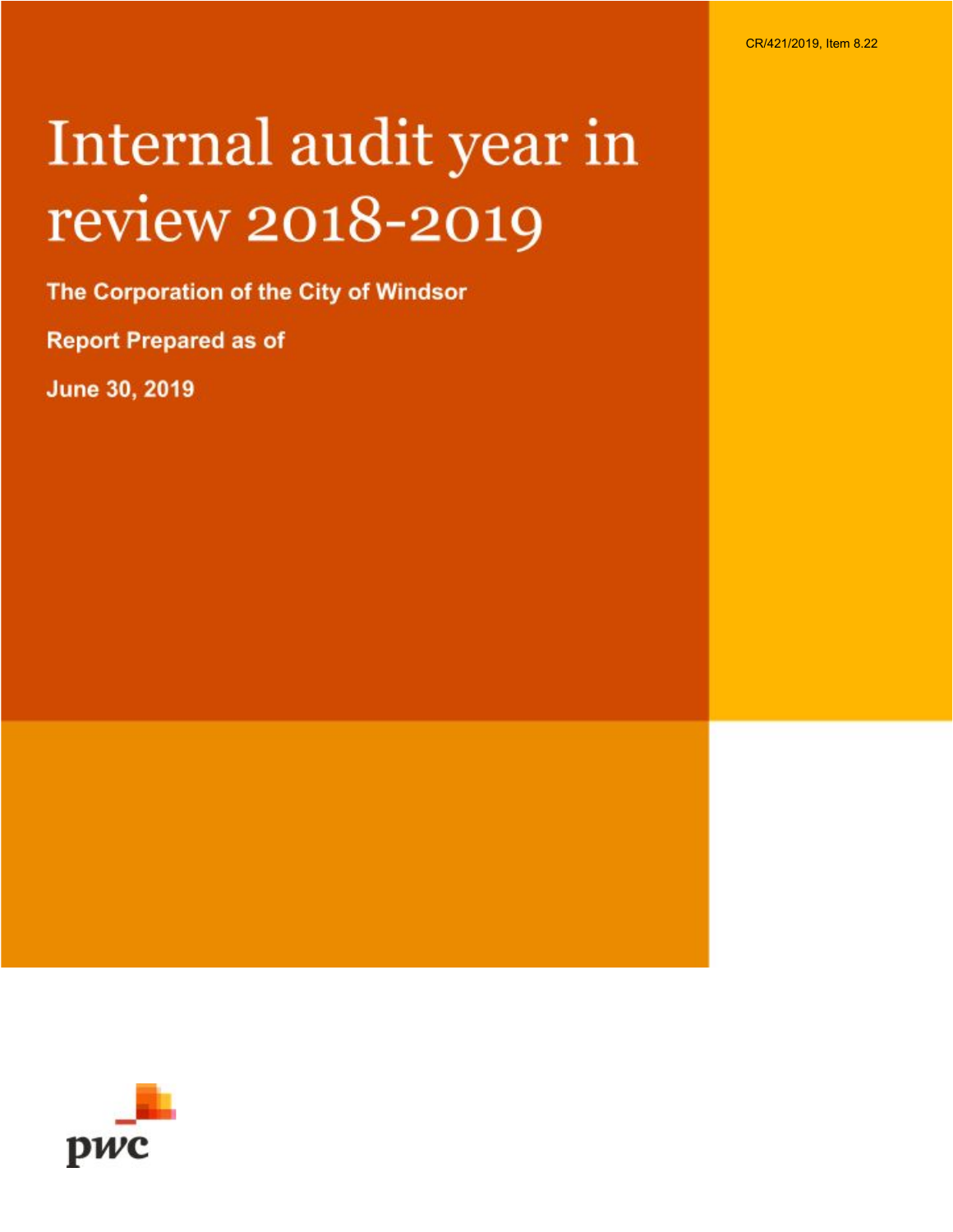CR/421/2019, Item 8.22

# Internal audit year in review 2018-2019

**The Corporation of the City of Windsor**

**Report Prepared as of**

**June 30, 2019**

pwc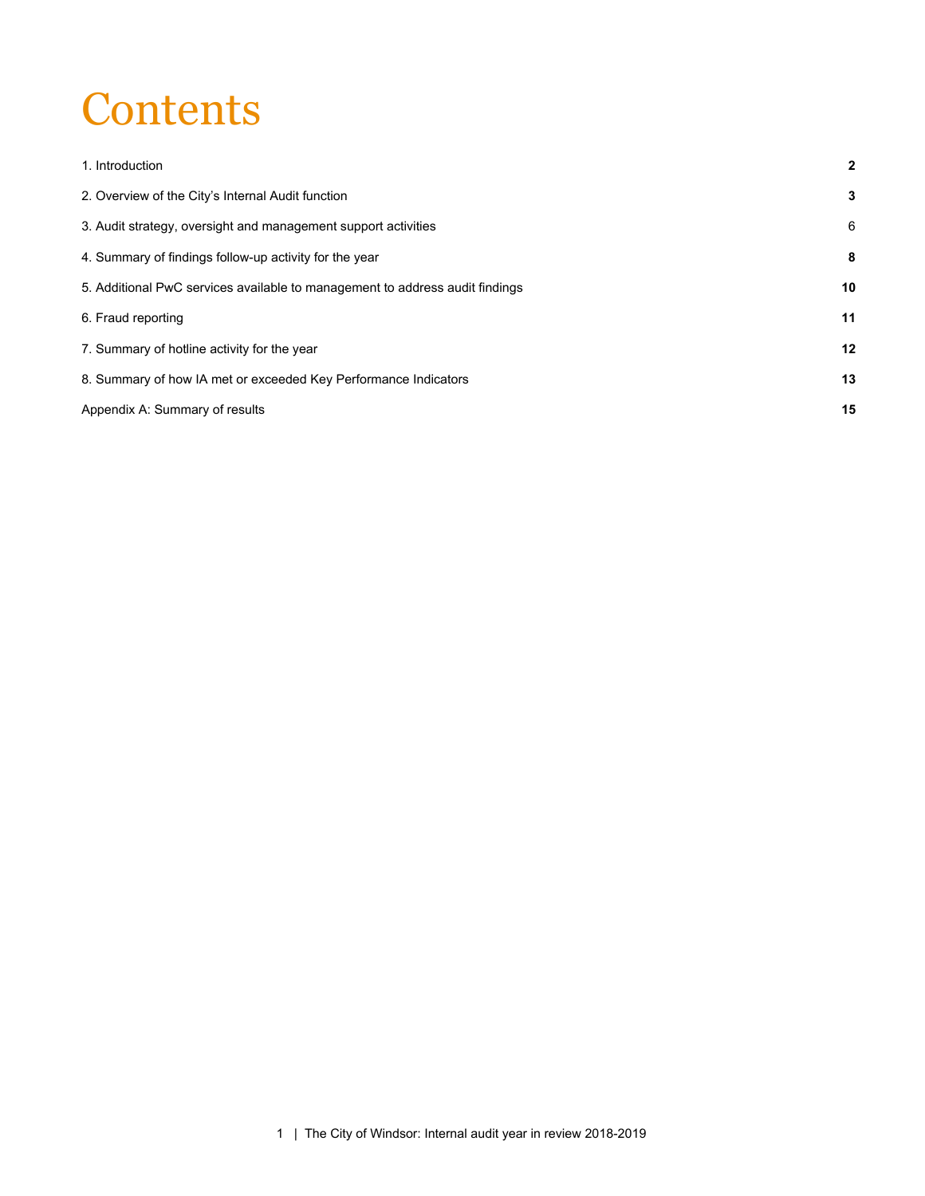# Contents

| | |
|---|---|
| 1. Introduction | **2** |
| 2. Overview of the City's Internal Audit function | **3** |
| 3. Audit strategy, oversight and management support activities | 6 |
| 4. Summary of findings follow-up activity for the year | **8** |
| 5. Additional PwC services available to management to address audit findings | **10** |
| 6. Fraud reporting | **11** |
| 7. Summary of hotline activity for the year | **12** |
| 8. Summary of how IA met or exceeded Key Performance Indicators | **13** |
| Appendix A: Summary of results | **15** |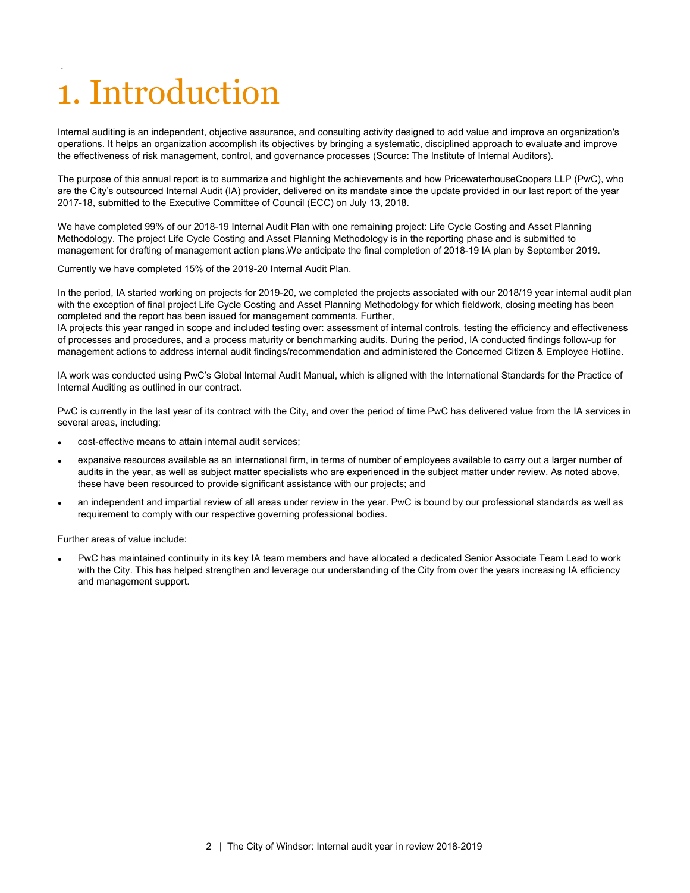# 1. Introduction

Internal auditing is an independent, objective assurance, and consulting activity designed to add value and improve an organization's operations. It helps an organization accomplish its objectives by bringing a systematic, disciplined approach to evaluate and improve the effectiveness of risk management, control, and governance processes (Source: The Institute of Internal Auditors).

The purpose of this annual report is to summarize and highlight the achievements and how PricewaterhouseCoopers LLP (PwC), who are the City's outsourced Internal Audit (IA) provider, delivered on its mandate since the update provided in our last report of the year 2017-18, submitted to the Executive Committee of Council (ECC) on July 13, 2018.

We have completed 99% of our 2018-19 Internal Audit Plan with one remaining project: Life Cycle Costing and Asset Planning Methodology. The project Life Cycle Costing and Asset Planning Methodology is in the reporting phase and is submitted to management for drafting of management action plans.We anticipate the final completion of 2018-19 IA plan by September 2019.

Currently we have completed 15% of the 2019-20 Internal Audit Plan.

In the period, IA started working on projects for 2019-20, we completed the projects associated with our 2018/19 year internal audit plan with the exception of final project Life Cycle Costing and Asset Planning Methodology for which fieldwork, closing meeting has been completed and the report has been issued for management comments. Further,
IA projects this year ranged in scope and included testing over: assessment of internal controls, testing the efficiency and effectiveness of processes and procedures, and a process maturity or benchmarking audits. During the period, IA conducted findings follow-up for management actions to address internal audit findings/recommendation and administered the Concerned Citizen & Employee Hotline.

IA work was conducted using PwC's Global Internal Audit Manual, which is aligned with the International Standards for the Practice of Internal Auditing as outlined in our contract.

PwC is currently in the last year of its contract with the City, and over the period of time PwC has delivered value from the IA services in several areas, including:

- cost-effective means to attain internal audit services;
- expansive resources available as an international firm, in terms of number of employees available to carry out a larger number of audits in the year, as well as subject matter specialists who are experienced in the subject matter under review. As noted above, these have been resourced to provide significant assistance with our projects; and
- an independent and impartial review of all areas under review in the year. PwC is bound by our professional standards as well as requirement to comply with our respective governing professional bodies.

Further areas of value include:

- PwC has maintained continuity in its key IA team members and have allocated a dedicated Senior Associate Team Lead to work with the City. This has helped strengthen and leverage our understanding of the City from over the years increasing IA efficiency and management support.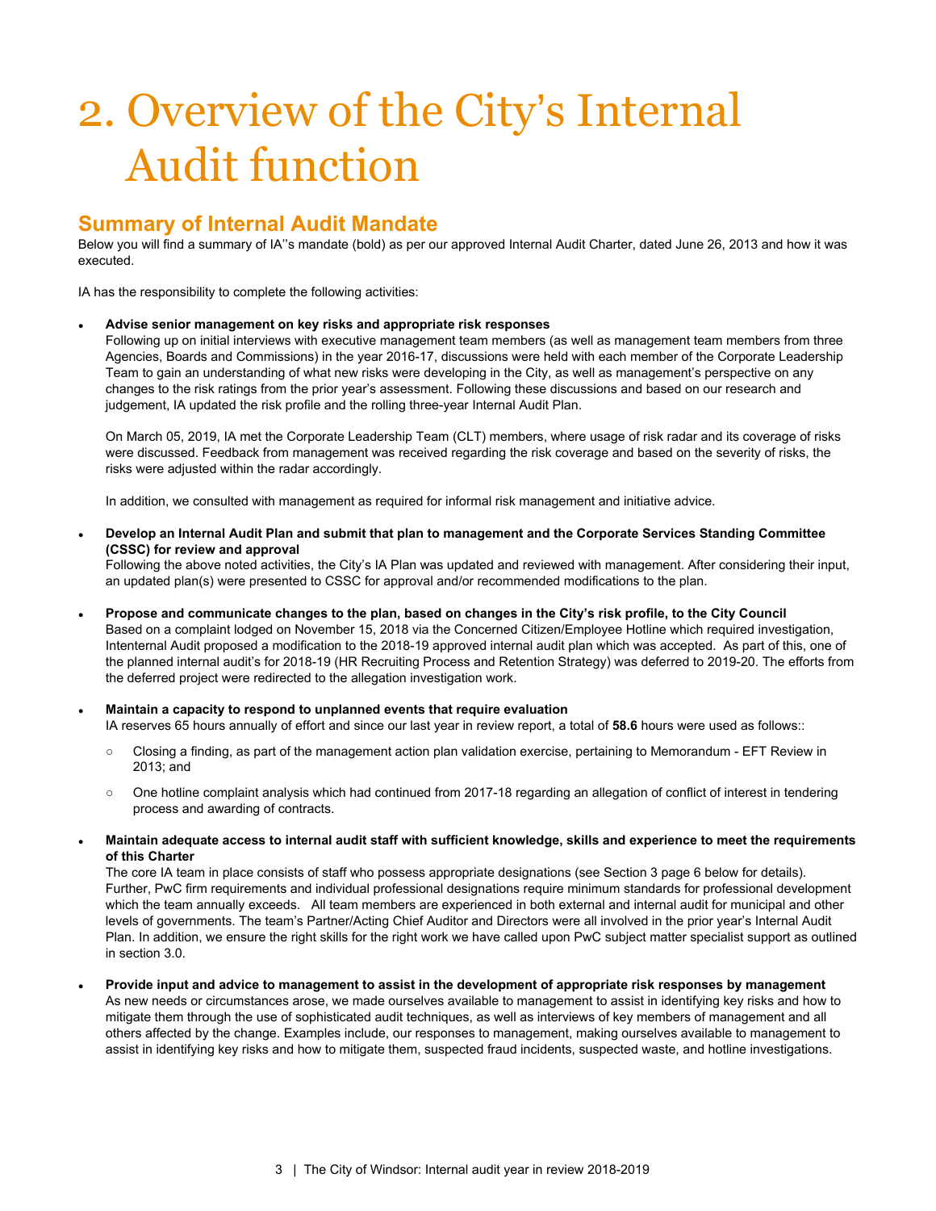# 2. Overview of the City's Internal Audit function

## Summary of Internal Audit Mandate

Below you will find a summary of IA''s mandate (bold) as per our approved Internal Audit Charter, dated June 26, 2013 and how it was executed.

IA has the responsibility to complete the following activities:

- **Advise senior management on key risks and appropriate risk responses**
  Following up on initial interviews with executive management team members (as well as management team members from three Agencies, Boards and Commissions) in the year 2016-17, discussions were held with each member of the Corporate Leadership Team to gain an understanding of what new risks were developing in the City, as well as management's perspective on any changes to the risk ratings from the prior year's assessment. Following these discussions and based on our research and judgement, IA updated the risk profile and the rolling three-year Internal Audit Plan.

  On March 05, 2019, IA met the Corporate Leadership Team (CLT) members, where usage of risk radar and its coverage of risks were discussed. Feedback from management was received regarding the risk coverage and based on the severity of risks, the risks were adjusted within the radar accordingly.

  In addition, we consulted with management as required for informal risk management and initiative advice.

- **Develop an Internal Audit Plan and submit that plan to management and the Corporate Services Standing Committee (CSSC) for review and approval**
  Following the above noted activities, the City's IA Plan was updated and reviewed with management. After considering their input, an updated plan(s) were presented to CSSC for approval and/or recommended modifications to the plan.

- **Propose and communicate changes to the plan, based on changes in the City's risk profile, to the City Council**
  Based on a complaint lodged on November 15, 2018 via the Concerned Citizen/Employee Hotline which required investigation, Intenternal Audit proposed a modification to the 2018-19 approved internal audit plan which was accepted. As part of this, one of the planned internal audit's for 2018-19 (HR Recruiting Process and Retention Strategy) was deferred to 2019-20. The efforts from the deferred project were redirected to the allegation investigation work.

- **Maintain a capacity to respond to unplanned events that require evaluation**
  IA reserves 65 hours annually of effort and since our last year in review report, a total of **58.6** hours were used as follows::
  - Closing a finding, as part of the management action plan validation exercise, pertaining to Memorandum - EFT Review in 2013; and
  - One hotline complaint analysis which had continued from 2017-18 regarding an allegation of conflict of interest in tendering process and awarding of contracts.

- **Maintain adequate access to internal audit staff with sufficient knowledge, skills and experience to meet the requirements of this Charter**
  The core IA team in place consists of staff who possess appropriate designations (see Section 3 page 6 below for details). Further, PwC firm requirements and individual professional designations require minimum standards for professional development which the team annually exceeds. All team members are experienced in both external and internal audit for municipal and other levels of governments. The team's Partner/Acting Chief Auditor and Directors were all involved in the prior year's Internal Audit Plan. In addition, we ensure the right skills for the right work we have called upon PwC subject matter specialist support as outlined in section 3.0.

- **Provide input and advice to management to assist in the development of appropriate risk responses by management**
  As new needs or circumstances arose, we made ourselves available to management to assist in identifying key risks and how to mitigate them through the use of sophisticated audit techniques, as well as interviews of key members of management and all others affected by the change. Examples include, our responses to management, making ourselves available to management to assist in identifying key risks and how to mitigate them, suspected fraud incidents, suspected waste, and hotline investigations.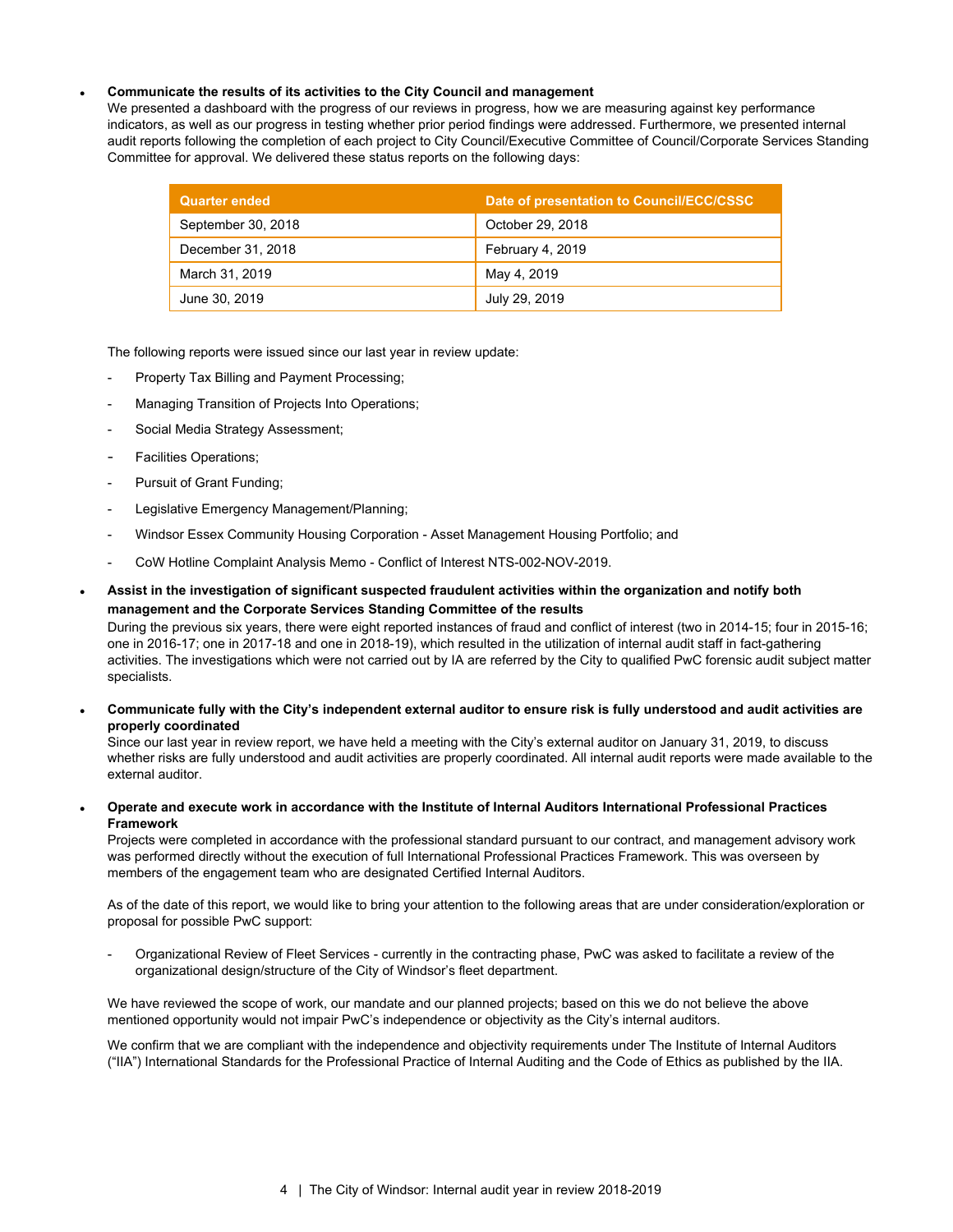- **Communicate the results of its activities to the City Council and management**
  We presented a dashboard with the progress of our reviews in progress, how we are measuring against key performance indicators, as well as our progress in testing whether prior period findings were addressed. Furthermore, we presented internal audit reports following the completion of each project to City Council/Executive Committee of Council/Corporate Services Standing Committee for approval. We delivered these status reports on the following days:

| Quarter ended | Date of presentation to Council/ECC/CSSC |
| --- | --- |
| September 30, 2018 | October 29, 2018 |
| December 31, 2018 | February 4, 2019 |
| March 31, 2019 | May 4, 2019 |
| June 30, 2019 | July 29, 2019 |

  The following reports were issued since our last year in review update:

  - Property Tax Billing and Payment Processing;
  - Managing Transition of Projects Into Operations;
  - Social Media Strategy Assessment;
  - Facilities Operations;
  - Pursuit of Grant Funding;
  - Legislative Emergency Management/Planning;
  - Windsor Essex Community Housing Corporation - Asset Management Housing Portfolio; and
  - CoW Hotline Complaint Analysis Memo - Conflict of Interest NTS-002-NOV-2019.

- **Assist in the investigation of significant suspected fraudulent activities within the organization and notify both management and the Corporate Services Standing Committee of the results**
  During the previous six years, there were eight reported instances of fraud and conflict of interest (two in 2014-15; four in 2015-16; one in 2016-17; one in 2017-18 and one in 2018-19), which resulted in the utilization of internal audit staff in fact-gathering activities. The investigations which were not carried out by IA are referred by the City to qualified PwC forensic audit subject matter specialists.

- **Communicate fully with the City's independent external auditor to ensure risk is fully understood and audit activities are properly coordinated**
  Since our last year in review report, we have held a meeting with the City's external auditor on January 31, 2019, to discuss whether risks are fully understood and audit activities are properly coordinated. All internal audit reports were made available to the external auditor.

- **Operate and execute work in accordance with the Institute of Internal Auditors International Professional Practices Framework**
  Projects were completed in accordance with the professional standard pursuant to our contract, and management advisory work was performed directly without the execution of full International Professional Practices Framework. This was overseen by members of the engagement team who are designated Certified Internal Auditors.

  As of the date of this report, we would like to bring your attention to the following areas that are under consideration/exploration or proposal for possible PwC support:

  - Organizational Review of Fleet Services - currently in the contracting phase, PwC was asked to facilitate a review of the organizational design/structure of the City of Windsor's fleet department.

  We have reviewed the scope of work, our mandate and our planned projects; based on this we do not believe the above mentioned opportunity would not impair PwC's independence or objectivity as the City's internal auditors.

  We confirm that we are compliant with the independence and objectivity requirements under The Institute of Internal Auditors ("IIA") International Standards for the Professional Practice of Internal Auditing and the Code of Ethics as published by the IIA.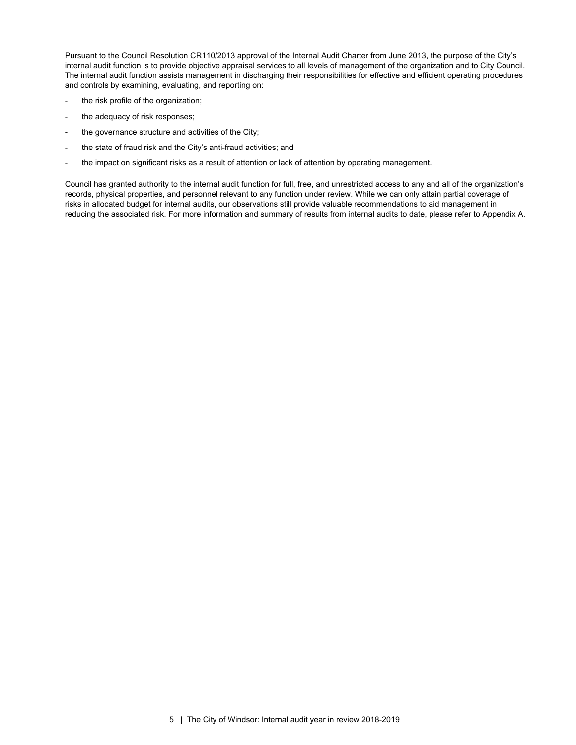Pursuant to the Council Resolution CR110/2013 approval of the Internal Audit Charter from June 2013, the purpose of the City's internal audit function is to provide objective appraisal services to all levels of management of the organization and to City Council. The internal audit function assists management in discharging their responsibilities for effective and efficient operating procedures and controls by examining, evaluating, and reporting on:

- the risk profile of the organization;
- the adequacy of risk responses;
- the governance structure and activities of the City;
- the state of fraud risk and the City's anti-fraud activities; and
- the impact on significant risks as a result of attention or lack of attention by operating management.

Council has granted authority to the internal audit function for full, free, and unrestricted access to any and all of the organization's records, physical properties, and personnel relevant to any function under review. While we can only attain partial coverage of risks in allocated budget for internal audits, our observations still provide valuable recommendations to aid management in reducing the associated risk. For more information and summary of results from internal audits to date, please refer to Appendix A.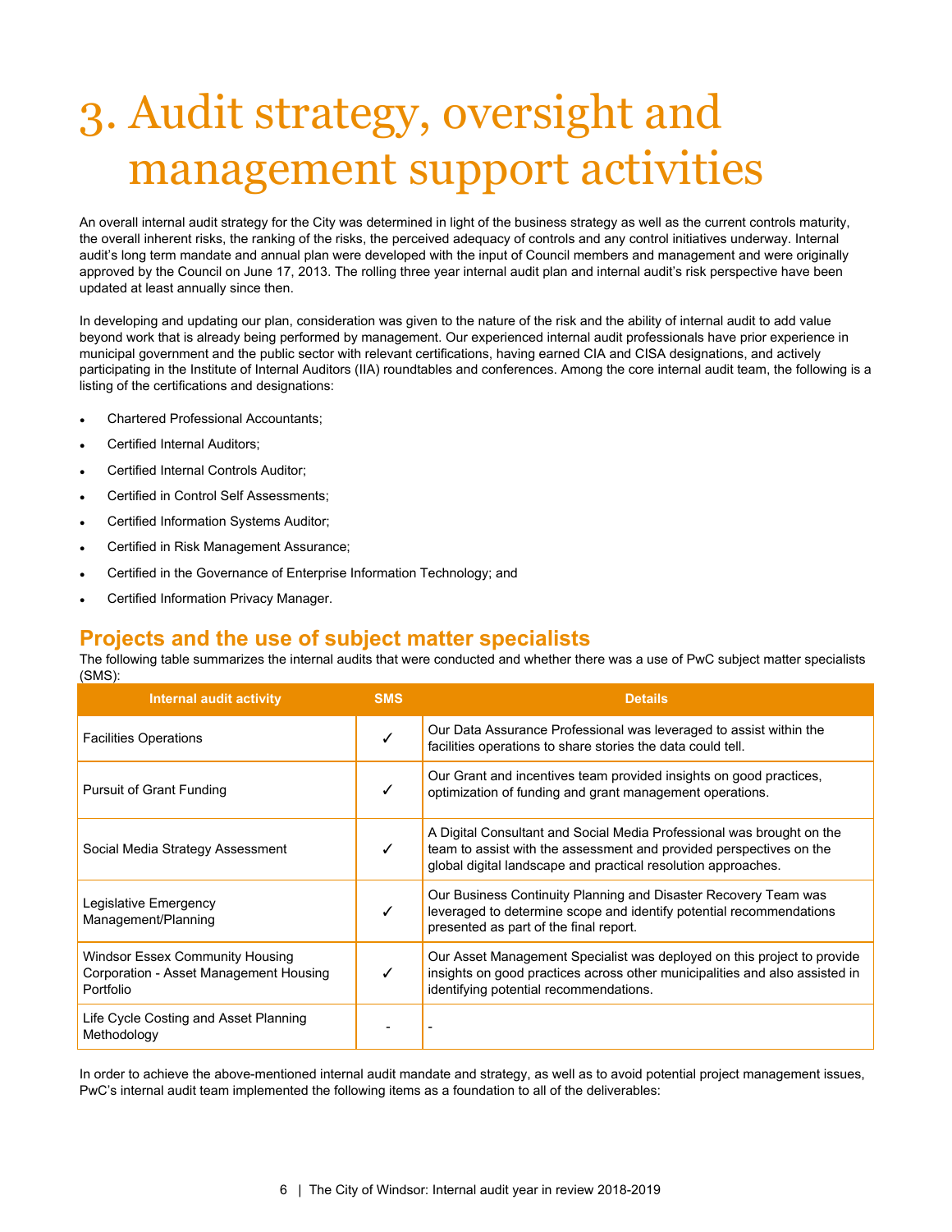# 3. Audit strategy, oversight and management support activities

An overall internal audit strategy for the City was determined in light of the business strategy as well as the current controls maturity, the overall inherent risks, the ranking of the risks, the perceived adequacy of controls and any control initiatives underway. Internal audit's long term mandate and annual plan were developed with the input of Council members and management and were originally approved by the Council on June 17, 2013. The rolling three year internal audit plan and internal audit's risk perspective have been updated at least annually since then.

In developing and updating our plan, consideration was given to the nature of the risk and the ability of internal audit to add value beyond work that is already being performed by management. Our experienced internal audit professionals have prior experience in municipal government and the public sector with relevant certifications, having earned CIA and CISA designations, and actively participating in the Institute of Internal Auditors (IIA) roundtables and conferences. Among the core internal audit team, the following is a listing of the certifications and designations:

- Chartered Professional Accountants;
- Certified Internal Auditors;
- Certified Internal Controls Auditor;
- Certified in Control Self Assessments;
- Certified Information Systems Auditor;
- Certified in Risk Management Assurance;
- Certified in the Governance of Enterprise Information Technology; and
- Certified Information Privacy Manager.

## Projects and the use of subject matter specialists

The following table summarizes the internal audits that were conducted and whether there was a use of PwC subject matter specialists (SMS):

| Internal audit activity | SMS | Details |
|---|---|---|
| Facilities Operations | ✓ | Our Data Assurance Professional was leveraged to assist within the facilities operations to share stories the data could tell. |
| Pursuit of Grant Funding | ✓ | Our Grant and incentives team provided insights on good practices, optimization of funding and grant management operations. |
| Social Media Strategy Assessment | ✓ | A Digital Consultant and Social Media Professional was brought on the team to assist with the assessment and provided perspectives on the global digital landscape and practical resolution approaches. |
| Legislative Emergency Management/Planning | ✓ | Our Business Continuity Planning and Disaster Recovery Team was leveraged to determine scope and identify potential recommendations presented as part of the final report. |
| Windsor Essex Community Housing Corporation - Asset Management Housing Portfolio | ✓ | Our Asset Management Specialist was deployed on this project to provide insights on good practices across other municipalities and also assisted in identifying potential recommendations. |
| Life Cycle Costing and Asset Planning Methodology | - | - |

In order to achieve the above-mentioned internal audit mandate and strategy, as well as to avoid potential project management issues, PwC's internal audit team implemented the following items as a foundation to all of the deliverables: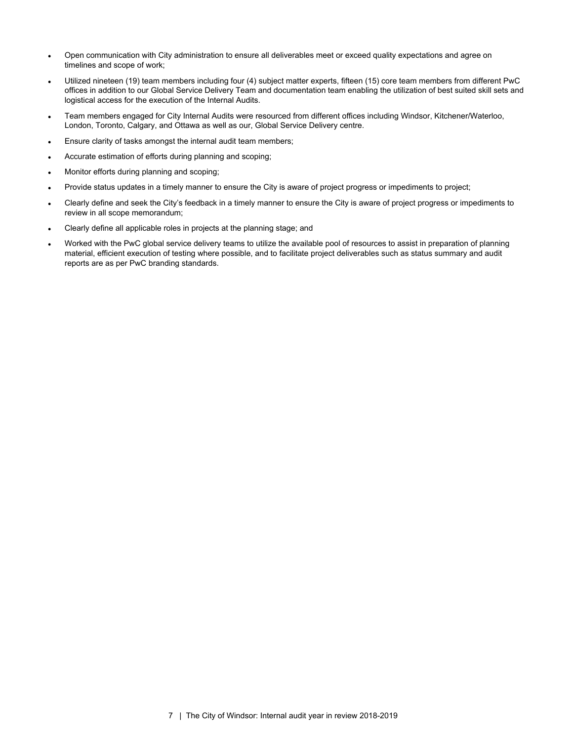- Open communication with City administration to ensure all deliverables meet or exceed quality expectations and agree on timelines and scope of work;
- Utilized nineteen (19) team members including four (4) subject matter experts, fifteen (15) core team members from different PwC offices in addition to our Global Service Delivery Team and documentation team enabling the utilization of best suited skill sets and logistical access for the execution of the Internal Audits.
- Team members engaged for City Internal Audits were resourced from different offices including Windsor, Kitchener/Waterloo, London, Toronto, Calgary, and Ottawa as well as our, Global Service Delivery centre.
- Ensure clarity of tasks amongst the internal audit team members;
- Accurate estimation of efforts during planning and scoping;
- Monitor efforts during planning and scoping;
- Provide status updates in a timely manner to ensure the City is aware of project progress or impediments to project;
- Clearly define and seek the City's feedback in a timely manner to ensure the City is aware of project progress or impediments to review in all scope memorandum;
- Clearly define all applicable roles in projects at the planning stage; and
- Worked with the PwC global service delivery teams to utilize the available pool of resources to assist in preparation of planning material, efficient execution of testing where possible, and to facilitate project deliverables such as status summary and audit reports are as per PwC branding standards.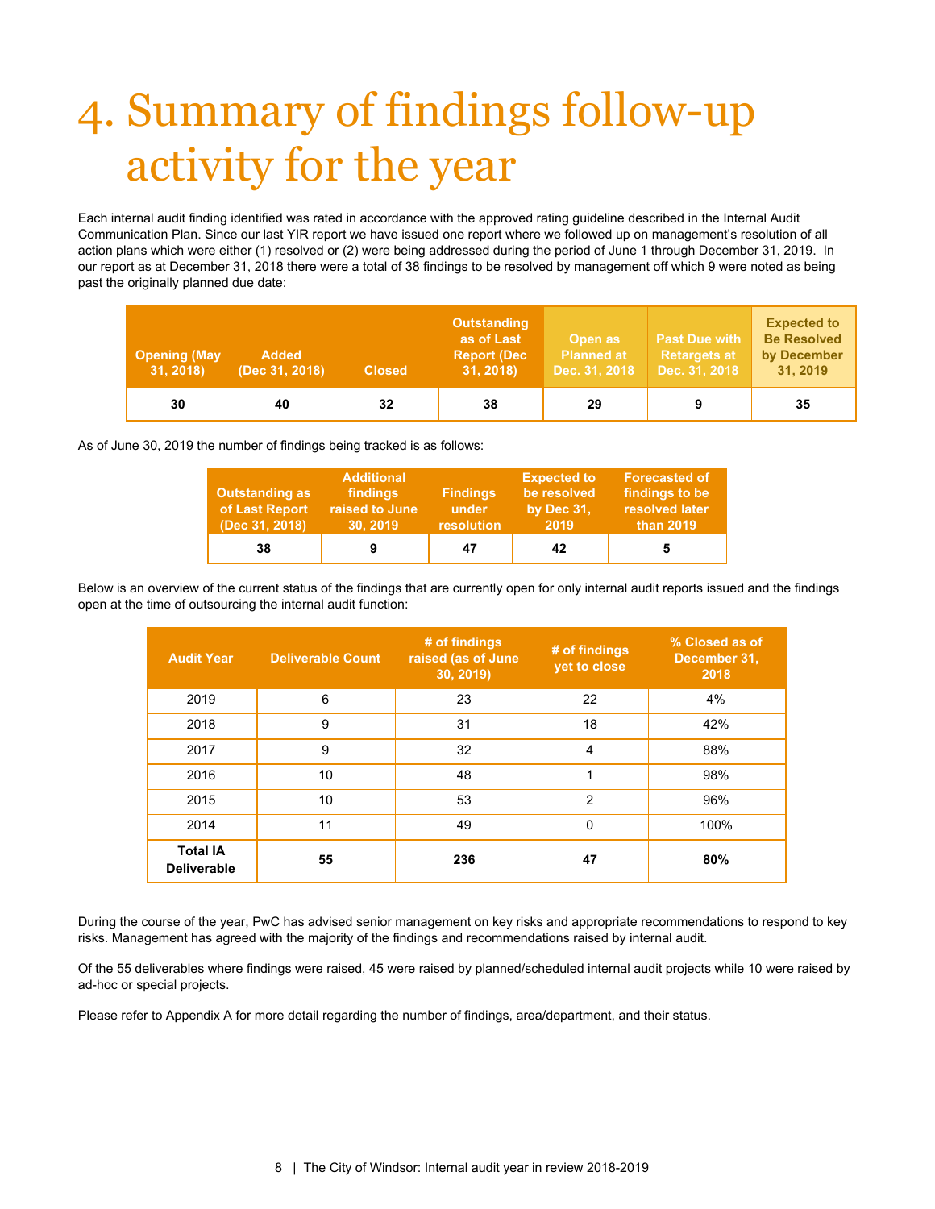# 4. Summary of findings follow-up activity for the year

Each internal audit finding identified was rated in accordance with the approved rating guideline described in the Internal Audit Communication Plan. Since our last YIR report we have issued one report where we followed up on management's resolution of all action plans which were either (1) resolved or (2) were being addressed during the period of June 1 through December 31, 2019. In our report as at December 31, 2018 there were a total of 38 findings to be resolved by management off which 9 were noted as being past the originally planned due date:

| Opening (May 31, 2018) | Added (Dec 31, 2018) | Closed | Outstanding as of Last Report (Dec 31, 2018) | Open as Planned at Dec. 31, 2018 | Past Due with Retargets at Dec. 31, 2018 | Expected to Be Resolved by December 31, 2019 |
|---|---|---|---|---|---|---|
| 30 | 40 | 32 | 38 | 29 | 9 | 35 |

As of June 30, 2019 the number of findings being tracked is as follows:

| Outstanding as of Last Report (Dec 31, 2018) | Additional findings raised to June 30, 2019 | Findings under resolution | Expected to be resolved by Dec 31, 2019 | Forecasted of findings to be resolved later than 2019 |
|---|---|---|---|---|
| 38 | 9 | 47 | 42 | 5 |

Below is an overview of the current status of the findings that are currently open for only internal audit reports issued and the findings open at the time of outsourcing the internal audit function:

| Audit Year | Deliverable Count | # of findings raised (as of June 30, 2019) | # of findings yet to close | % Closed as of December 31, 2018 |
|---|---|---|---|---|
| 2019 | 6 | 23 | 22 | 4% |
| 2018 | 9 | 31 | 18 | 42% |
| 2017 | 9 | 32 | 4 | 88% |
| 2016 | 10 | 48 | 1 | 98% |
| 2015 | 10 | 53 | 2 | 96% |
| 2014 | 11 | 49 | 0 | 100% |
| **Total IA Deliverable** | **55** | **236** | **47** | **80%** |

During the course of the year, PwC has advised senior management on key risks and appropriate recommendations to respond to key risks. Management has agreed with the majority of the findings and recommendations raised by internal audit.

Of the 55 deliverables where findings were raised, 45 were raised by planned/scheduled internal audit projects while 10 were raised by ad-hoc or special projects.

Please refer to Appendix A for more detail regarding the number of findings, area/department, and their status.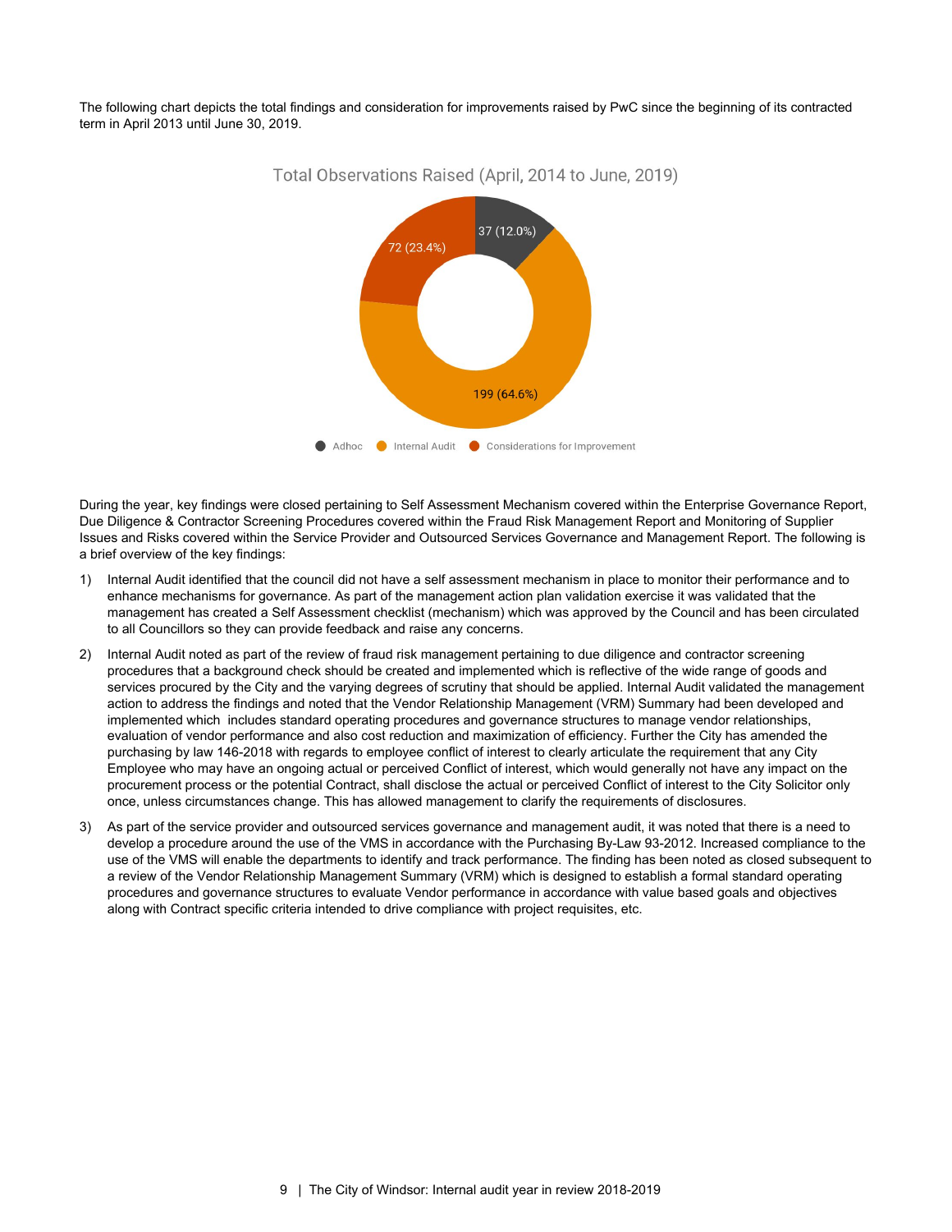The following chart depicts the total findings and consideration for improvements raised by PwC since the beginning of its contracted term in April 2013 until June 30, 2019.

Total Observations Raised (April, 2014 to June, 2019)

| Category | Count (%) |
| --- | --- |
| Adhoc | 37 (12.0%) |
| Internal Audit | 199 (64.6%) |
| Considerations for Improvement | 72 (23.4%) |

During the year, key findings were closed pertaining to Self Assessment Mechanism covered within the Enterprise Governance Report, Due Diligence & Contractor Screening Procedures covered within the Fraud Risk Management Report and Monitoring of Supplier Issues and Risks covered within the Service Provider and Outsourced Services Governance and Management Report. The following is a brief overview of the key findings:

1) Internal Audit identified that the council did not have a self assessment mechanism in place to monitor their performance and to enhance mechanisms for governance. As part of the management action plan validation exercise it was validated that the management has created a Self Assessment checklist (mechanism) which was approved by the Council and has been circulated to all Councillors so they can provide feedback and raise any concerns.

2) Internal Audit noted as part of the review of fraud risk management pertaining to due diligence and contractor screening procedures that a background check should be created and implemented which is reflective of the wide range of goods and services procured by the City and the varying degrees of scrutiny that should be applied. Internal Audit validated the management action to address the findings and noted that the Vendor Relationship Management (VRM) Summary had been developed and implemented which includes standard operating procedures and governance structures to manage vendor relationships, evaluation of vendor performance and also cost reduction and maximization of efficiency. Further the City has amended the purchasing by law 146-2018 with regards to employee conflict of interest to clearly articulate the requirement that any City Employee who may have an ongoing actual or perceived Conflict of interest, which would generally not have any impact on the procurement process or the potential Contract, shall disclose the actual or perceived Conflict of interest to the City Solicitor only once, unless circumstances change. This has allowed management to clarify the requirements of disclosures.

3) As part of the service provider and outsourced services governance and management audit, it was noted that there is a need to develop a procedure around the use of the VMS in accordance with the Purchasing By-Law 93-2012. Increased compliance to the use of the VMS will enable the departments to identify and track performance. The finding has been noted as closed subsequent to a review of the Vendor Relationship Management Summary (VRM) which is designed to establish a formal standard operating procedures and governance structures to evaluate Vendor performance in accordance with value based goals and objectives along with Contract specific criteria intended to drive compliance with project requisites, etc.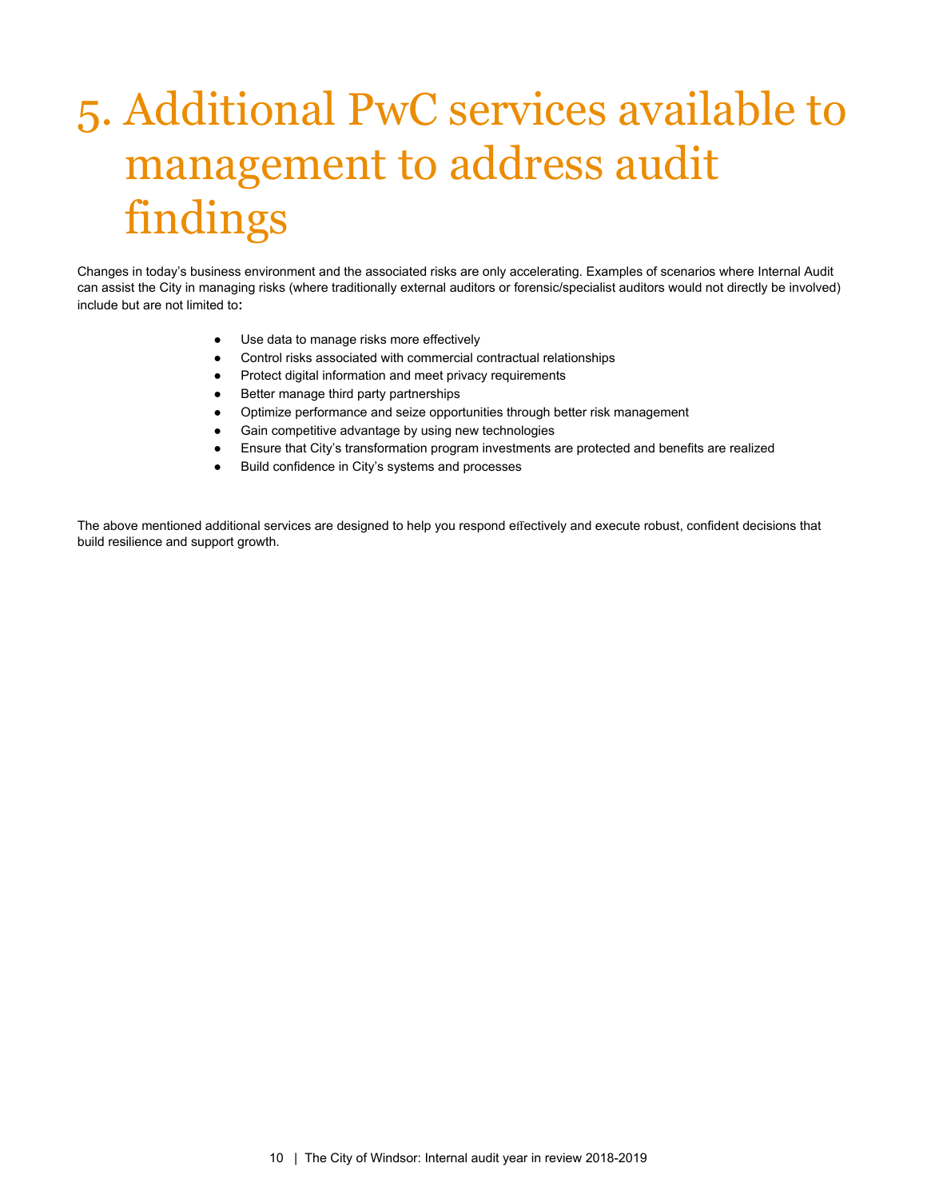# 5. Additional PwC services available to management to address audit findings

Changes in today's business environment and the associated risks are only accelerating. Examples of scenarios where Internal Audit can assist the City in managing risks (where traditionally external auditors or forensic/specialist auditors would not directly be involved) include but are not limited to:

- Use data to manage risks more effectively
- Control risks associated with commercial contractual relationships
- Protect digital information and meet privacy requirements
- Better manage third party partnerships
- Optimize performance and seize opportunities through better risk management
- Gain competitive advantage by using new technologies
- Ensure that City's transformation program investments are protected and benefits are realized
- Build confidence in City's systems and processes

The above mentioned additional services are designed to help you respond effectively and execute robust, confident decisions that build resilience and support growth.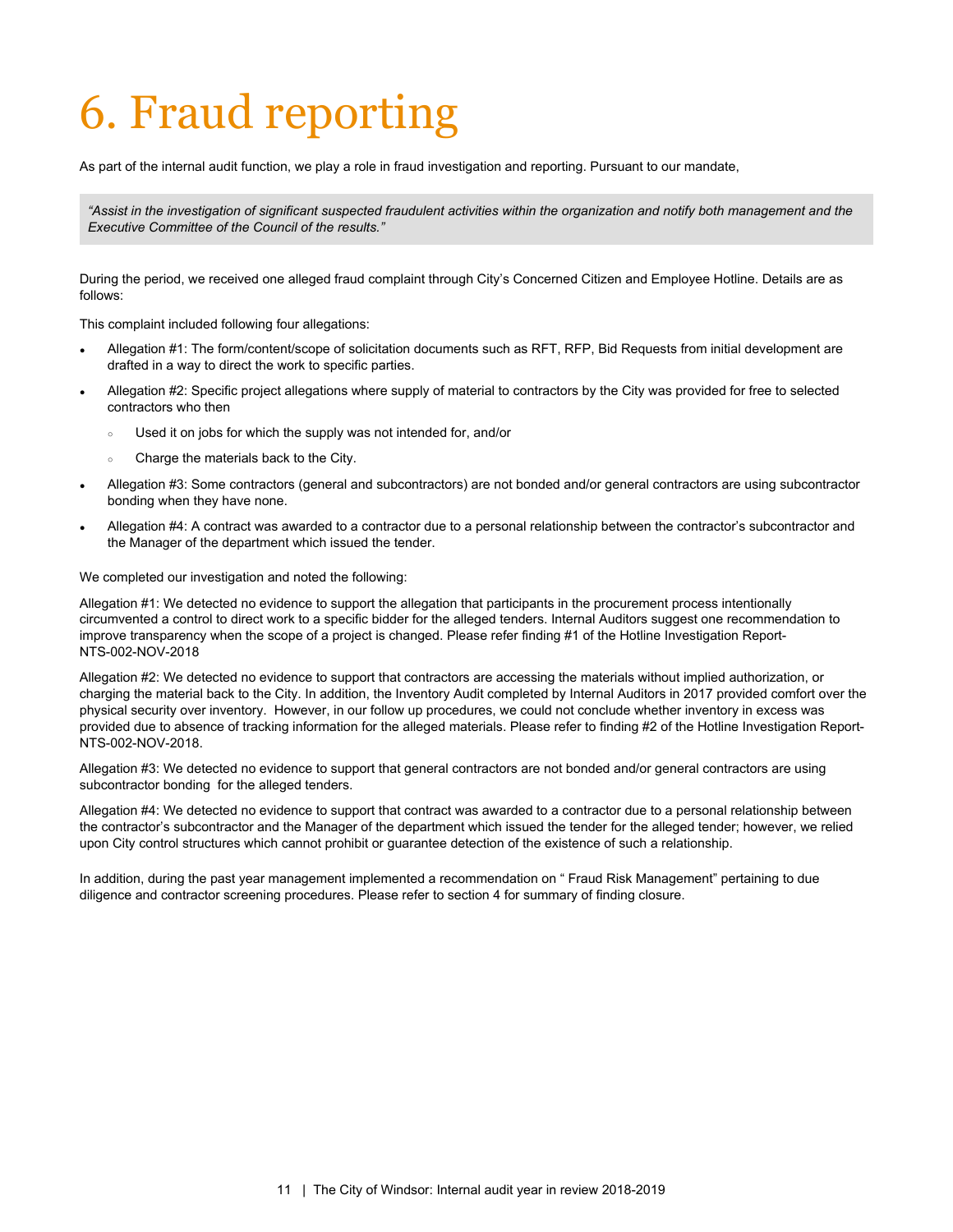# 6. Fraud reporting

As part of the internal audit function, we play a role in fraud investigation and reporting. Pursuant to our mandate,

> *"Assist in the investigation of significant suspected fraudulent activities within the organization and notify both management and the Executive Committee of the Council of the results."*

During the period, we received one alleged fraud complaint through City's Concerned Citizen and Employee Hotline. Details are as follows:

This complaint included following four allegations:

- Allegation #1: The form/content/scope of solicitation documents such as RFT, RFP, Bid Requests from initial development are drafted in a way to direct the work to specific parties.
- Allegation #2: Specific project allegations where supply of material to contractors by the City was provided for free to selected contractors who then
  - Used it on jobs for which the supply was not intended for, and/or
  - Charge the materials back to the City.
- Allegation #3: Some contractors (general and subcontractors) are not bonded and/or general contractors are using subcontractor bonding when they have none.
- Allegation #4: A contract was awarded to a contractor due to a personal relationship between the contractor's subcontractor and the Manager of the department which issued the tender.

We completed our investigation and noted the following:

Allegation #1: We detected no evidence to support the allegation that participants in the procurement process intentionally circumvented a control to direct work to a specific bidder for the alleged tenders. Internal Auditors suggest one recommendation to improve transparency when the scope of a project is changed. Please refer finding #1 of the Hotline Investigation Report-NTS-002-NOV-2018

Allegation #2: We detected no evidence to support that contractors are accessing the materials without implied authorization, or charging the material back to the City. In addition, the Inventory Audit completed by Internal Auditors in 2017 provided comfort over the physical security over inventory. However, in our follow up procedures, we could not conclude whether inventory in excess was provided due to absence of tracking information for the alleged materials. Please refer to finding #2 of the Hotline Investigation Report-NTS-002-NOV-2018.

Allegation #3: We detected no evidence to support that general contractors are not bonded and/or general contractors are using subcontractor bonding for the alleged tenders.

Allegation #4: We detected no evidence to support that contract was awarded to a contractor due to a personal relationship between the contractor's subcontractor and the Manager of the department which issued the tender for the alleged tender; however, we relied upon City control structures which cannot prohibit or guarantee detection of the existence of such a relationship.

In addition, during the past year management implemented a recommendation on " Fraud Risk Management" pertaining to due diligence and contractor screening procedures. Please refer to section 4 for summary of finding closure.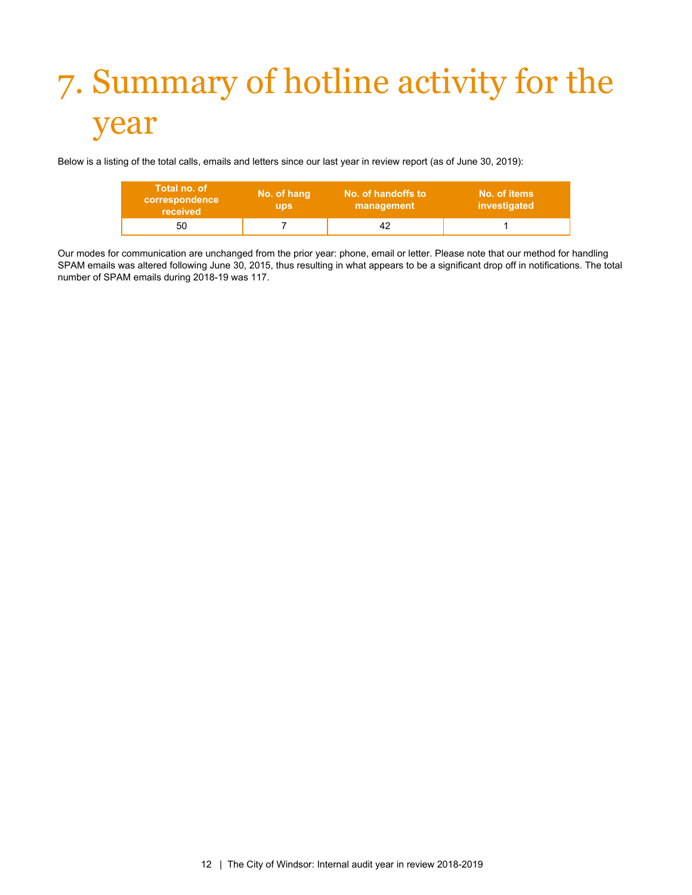# 7. Summary of hotline activity for the year

Below is a listing of the total calls, emails and letters since our last year in review report (as of June 30, 2019):

| Total no. of correspondence received | No. of hang ups | No. of handoffs to management | No. of items investigated |
|---|---|---|---|
| 50 | 7 | 42 | 1 |

Our modes for communication are unchanged from the prior year: phone, email or letter. Please note that our method for handling SPAM emails was altered following June 30, 2015, thus resulting in what appears to be a significant drop off in notifications. The total number of SPAM emails during 2018-19 was 117.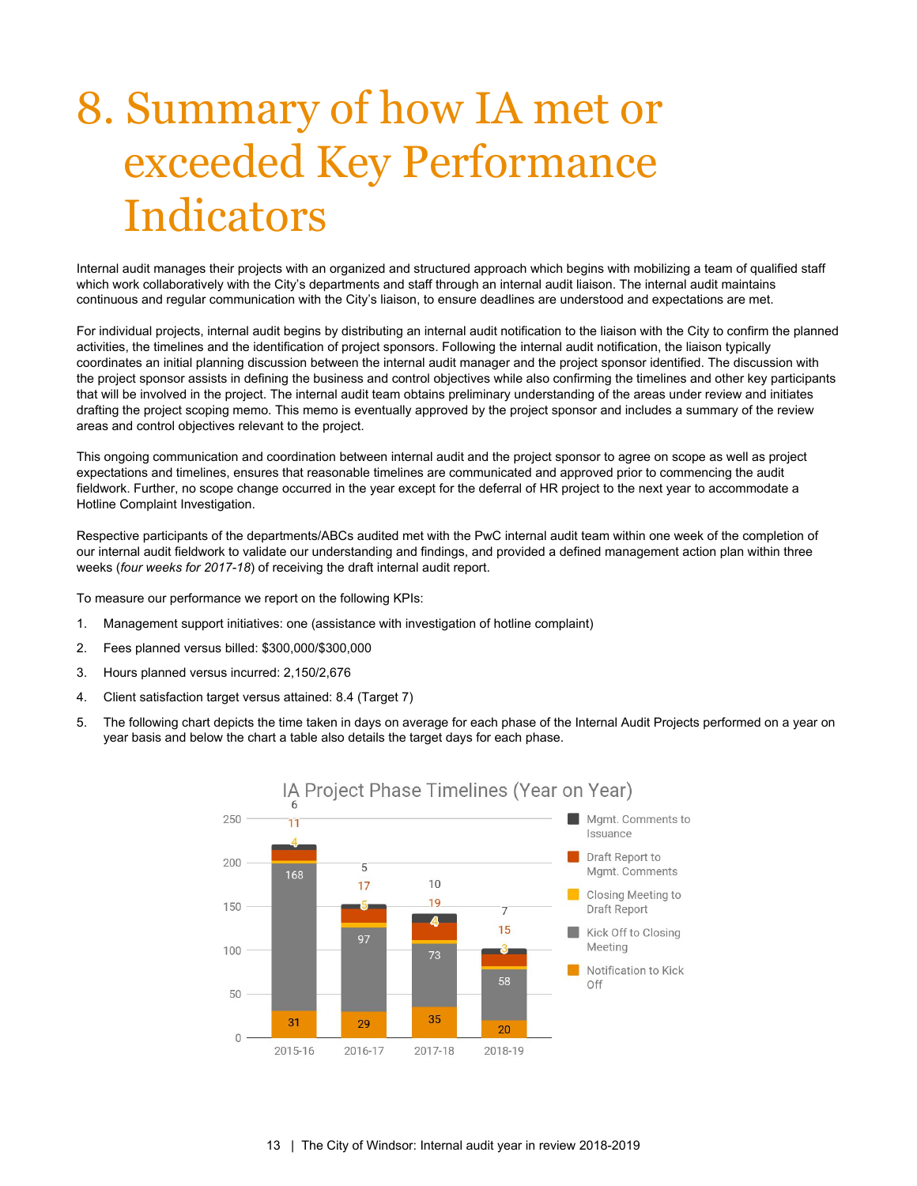# 8. Summary of how IA met or exceeded Key Performance Indicators

Internal audit manages their projects with an organized and structured approach which begins with mobilizing a team of qualified staff which work collaboratively with the City's departments and staff through an internal audit liaison. The internal audit maintains continuous and regular communication with the City's liaison, to ensure deadlines are understood and expectations are met.

For individual projects, internal audit begins by distributing an internal audit notification to the liaison with the City to confirm the planned activities, the timelines and the identification of project sponsors. Following the internal audit notification, the liaison typically coordinates an initial planning discussion between the internal audit manager and the project sponsor identified. The discussion with the project sponsor assists in defining the business and control objectives while also confirming the timelines and other key participants that will be involved in the project. The internal audit team obtains preliminary understanding of the areas under review and initiates drafting the project scoping memo. This memo is eventually approved by the project sponsor and includes a summary of the review areas and control objectives relevant to the project.

This ongoing communication and coordination between internal audit and the project sponsor to agree on scope as well as project expectations and timelines, ensures that reasonable timelines are communicated and approved prior to commencing the audit fieldwork. Further, no scope change occurred in the year except for the deferral of HR project to the next year to accommodate a Hotline Complaint Investigation.

Respective participants of the departments/ABCs audited met with the PwC internal audit team within one week of the completion of our internal audit fieldwork to validate our understanding and findings, and provided a defined management action plan within three weeks (*four weeks for 2017-18*) of receiving the draft internal audit report.

To measure our performance we report on the following KPIs:

1. Management support initiatives: one (assistance with investigation of hotline complaint)
2. Fees planned versus billed: $300,000/$300,000
3. Hours planned versus incurred: 2,150/2,676
4. Client satisfaction target versus attained: 8.4 (Target 7)
5. The following chart depicts the time taken in days on average for each phase of the Internal Audit Projects performed on a year on year basis and below the chart a table also details the target days for each phase.

**IA Project Phase Timelines (Year on Year)**

| Phase | 2015-16 | 2016-17 | 2017-18 | 2018-19 |
| --- | --- | --- | --- | --- |
| Notification to Kick Off | 31 | 29 | 35 | 20 |
| Kick Off to Closing Meeting | 168 | 97 | 73 | 58 |
| Closing Meeting to Draft Report | 4 | 5 | 4 | 3 |
| Draft Report to Mgmt. Comments | 11 | 17 | 19 | 15 |
| Mgmt. Comments to Issuance | 6 | 5 | 10 | 7 |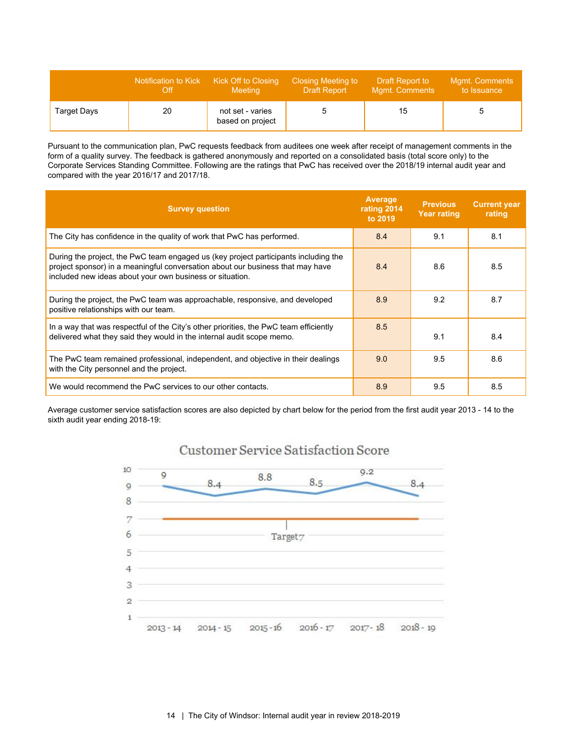|  | Notification to Kick Off | Kick Off to Closing Meeting | Closing Meeting to Draft Report | Draft Report to Mgmt. Comments | Mgmt. Comments to Issuance |
|---|---|---|---|---|---|
| Target Days | 20 | not set - varies based on project | 5 | 15 | 5 |

Pursuant to the communication plan, PwC requests feedback from auditees one week after receipt of management comments in the form of a quality survey. The feedback is gathered anonymously and reported on a consolidated basis (total score only) to the Corporate Services Standing Committee. Following are the ratings that PwC has received over the 2018/19 internal audit year and compared with the year 2016/17 and 2017/18.

| Survey question | Average rating 2014 to 2019 | Previous Year rating | Current year rating |
|---|---|---|---|
| The City has confidence in the quality of work that PwC has performed. | 8.4 | 9.1 | 8.1 |
| During the project, the PwC team engaged us (key project participants including the project sponsor) in a meaningful conversation about our business that may have included new ideas about your own business or situation. | 8.4 | 8.6 | 8.5 |
| During the project, the PwC team was approachable, responsive, and developed positive relationships with our team. | 8.9 | 9.2 | 8.7 |
| In a way that was respectful of the City's other priorities, the PwC team efficiently delivered what they said they would in the internal audit scope memo. | 8.5 | 9.1 | 8.4 |
| The PwC team remained professional, independent, and objective in their dealings with the City personnel and the project. | 9.0 | 9.5 | 8.6 |
| We would recommend the PwC services to our other contacts. | 8.9 | 9.5 | 8.5 |

Average customer service satisfaction scores are also depicted by chart below for the period from the first audit year 2013 - 14 to the sixth audit year ending 2018-19:

**Customer Service Satisfaction Score**

| Year | Score | Target |
|---|---|---|
| 2013 - 14 | 9 | 7 |
| 2014 - 15 | 8.4 | 7 |
| 2015 - 16 | 8.8 | 7 |
| 2016 - 17 | 8.5 | 7 |
| 2017 - 18 | 9.2 | 7 |
| 2018 - 19 | 8.4 | 7 |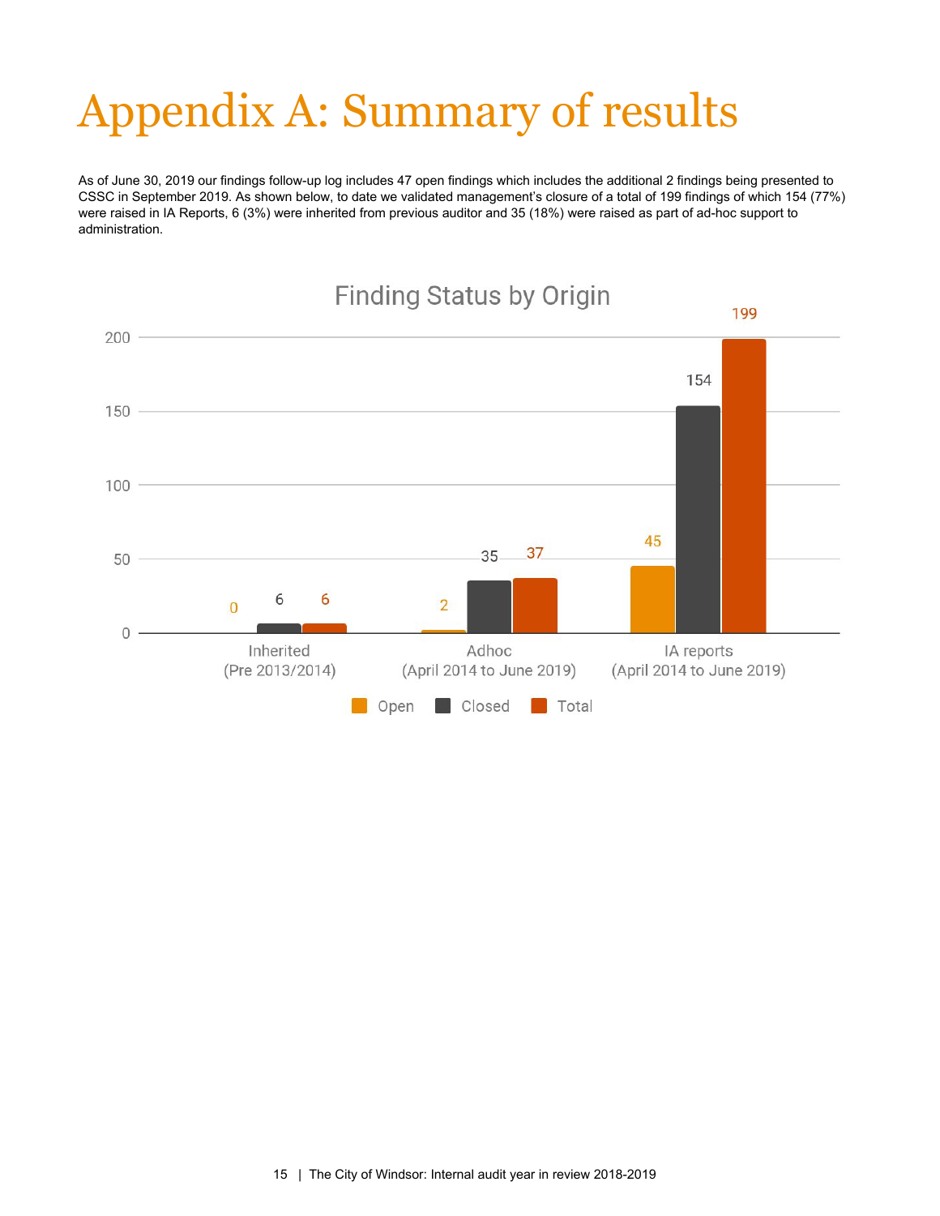# Appendix A: Summary of results

As of June 30, 2019 our findings follow-up log includes 47 open findings which includes the additional 2 findings being presented to CSSC in September 2019. As shown below, to date we validated management's closure of a total of 199 findings of which 154 (77%) were raised in IA Reports, 6 (3%) were inherited from previous auditor and 35 (18%) were raised as part of ad-hoc support to administration.

**Finding Status by Origin**

| Origin | Open | Closed | Total |
|---|---|---|---|
| Inherited (Pre 2013/2014) | 0 | 6 | 6 |
| Adhoc (April 2014 to June 2019) | 2 | 35 | 37 |
| IA reports (April 2014 to June 2019) | 45 | 154 | 199 |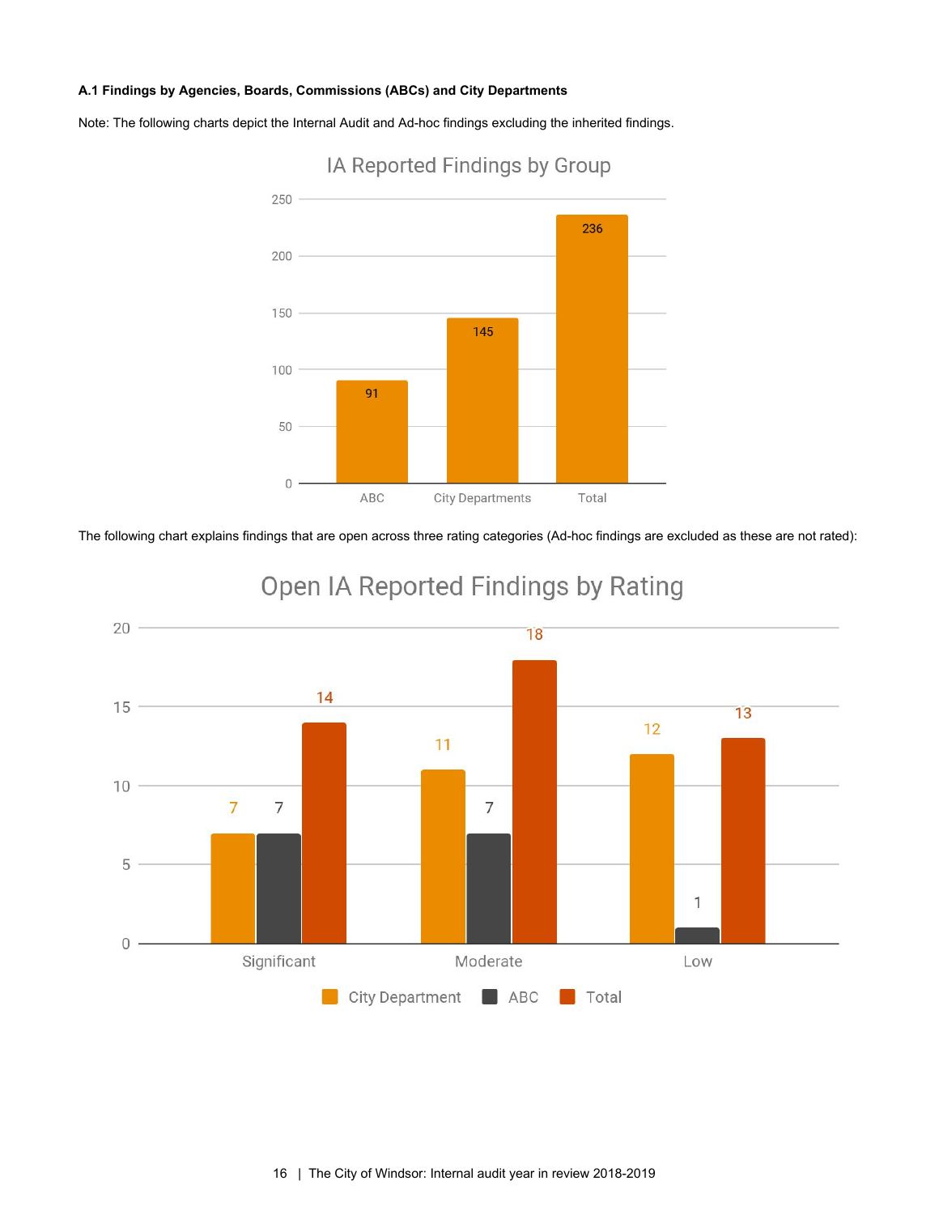**A.1 Findings by Agencies, Boards, Commissions (ABCs) and City Departments**

Note: The following charts depict the Internal Audit and Ad-hoc findings excluding the inherited findings.

**IA Reported Findings by Group**

| Group | Findings |
|---|---|
| ABC | 91 |
| City Departments | 145 |
| Total | 236 |

The following chart explains findings that are open across three rating categories (Ad-hoc findings are excluded as these are not rated):

**Open IA Reported Findings by Rating**

| Rating | City Department | ABC | Total |
|---|---|---|---|
| Significant | 7 | 7 | 14 |
| Moderate | 11 | 7 | 18 |
| Low | 12 | 1 | 13 |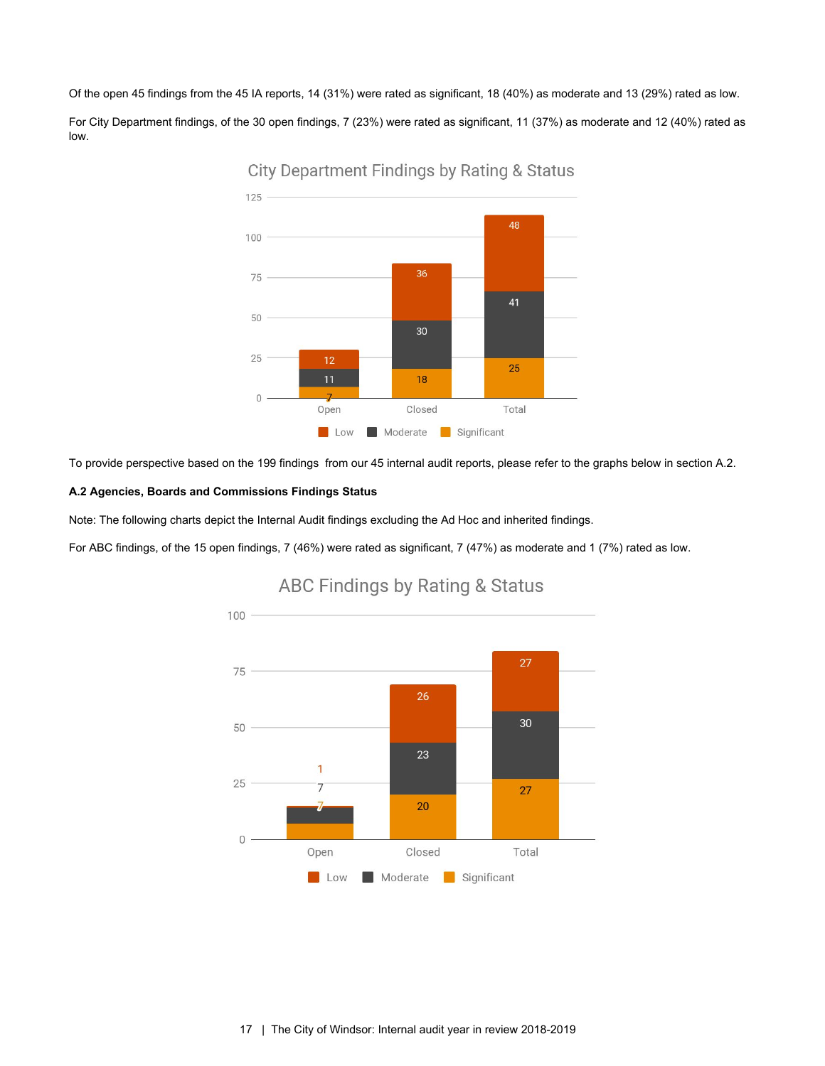Of the open 45 findings from the 45 IA reports, 14 (31%) were rated as significant, 18 (40%) as moderate and 13 (29%) rated as low.

For City Department findings, of the 30 open findings, 7 (23%) were rated as significant, 11 (37%) as moderate and 12 (40%) rated as low.

**City Department Findings by Rating & Status**

| Status | Low | Moderate | Significant |
|---|---|---|---|
| Open | 12 | 11 | 7 |
| Closed | 36 | 30 | 18 |
| Total | 48 | 41 | 25 |

To provide perspective based on the 199 findings from our 45 internal audit reports, please refer to the graphs below in section A.2.

#### A.2 Agencies, Boards and Commissions Findings Status

Note: The following charts depict the Internal Audit findings excluding the Ad Hoc and inherited findings.

For ABC findings, of the 15 open findings, 7 (46%) were rated as significant, 7 (47%) as moderate and 1 (7%) rated as low.

**ABC Findings by Rating & Status**

| Status | Low | Moderate | Significant |
|---|---|---|---|
| Open | 1 | 7 | 7 |
| Closed | 26 | 23 | 20 |
| Total | 27 | 30 | 27 |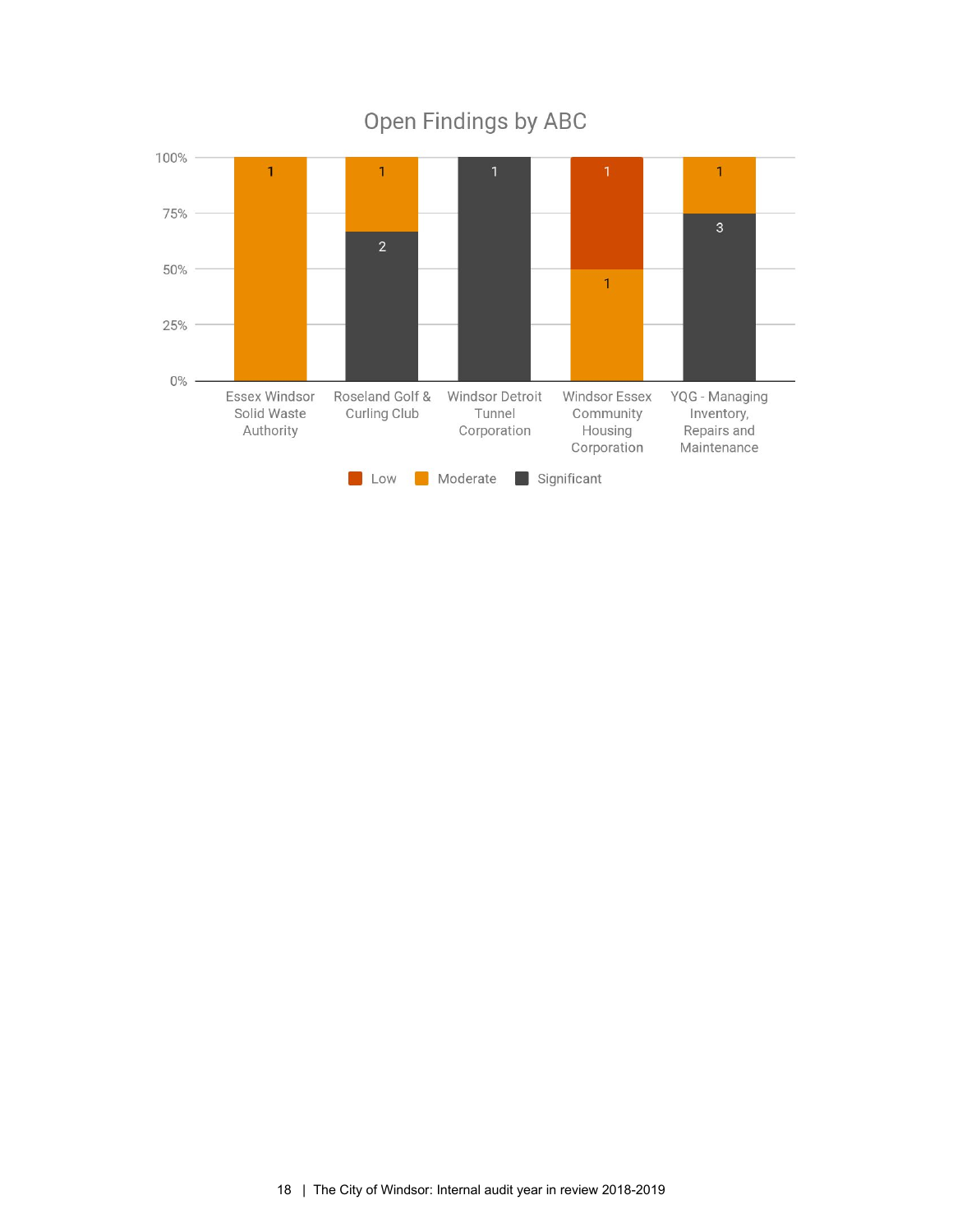## Open Findings by ABC

| ABC | Low | Moderate | Significant |
|---|---|---|---|
| Essex Windsor Solid Waste Authority | | 1 | |
| Roseland Golf & Curling Club | | 1 | 2 |
| Windsor Detroit Tunnel Corporation | | | 1 |
| Windsor Essex Community Housing Corporation | 1 | 1 | |
| YQG - Managing Inventory, Repairs and Maintenance | | 1 | 3 |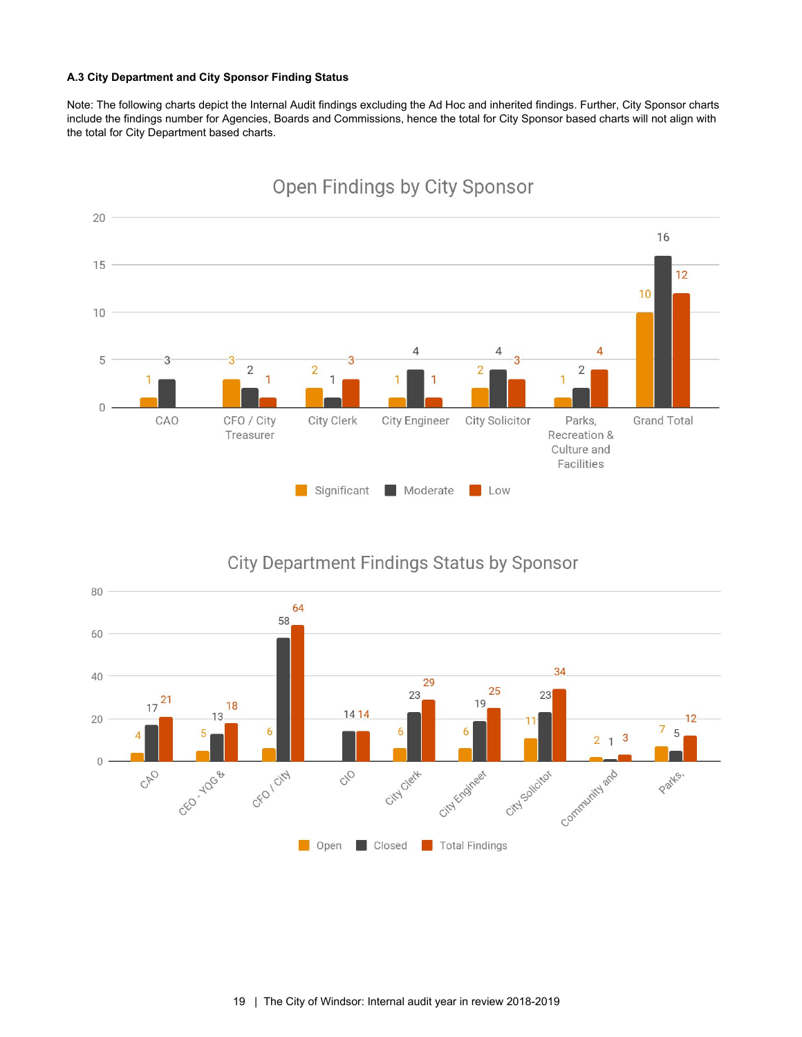**A.3 City Department and City Sponsor Finding Status**

Note: The following charts depict the Internal Audit findings excluding the Ad Hoc and inherited findings. Further, City Sponsor charts include the findings number for Agencies, Boards and Commissions, hence the total for City Sponsor based charts will not align with the total for City Department based charts.

**Open Findings by City Sponsor**

| City Sponsor | Significant | Moderate | Low |
|---|---|---|---|
| CAO | 1 | 3 | |
| CFO / City Treasurer | 3 | 2 | 1 |
| City Clerk | 2 | 1 | 3 |
| City Engineer | 1 | 4 | 1 |
| City Solicitor | 2 | 4 | 3 |
| Parks, Recreation & Culture and Facilities | 1 | 2 | 4 |
| Grand Total | 10 | 16 | 12 |

**City Department Findings Status by Sponsor**

| Sponsor | Open | Closed | Total Findings |
|---|---|---|---|
| CAO | 4 | 17 | 21 |
| CEO - YQG & | 5 | 13 | 18 |
| CFO / City | 6 | 58 | 64 |
| CIO | | 14 | 14 |
| City Clerk | 6 | 23 | 29 |
| City Engineer | 6 | 19 | 25 |
| City Solicitor | 11 | 23 | 34 |
| Community and | 2 | 1 | 3 |
| Parks, | 7 | 5 | 12 |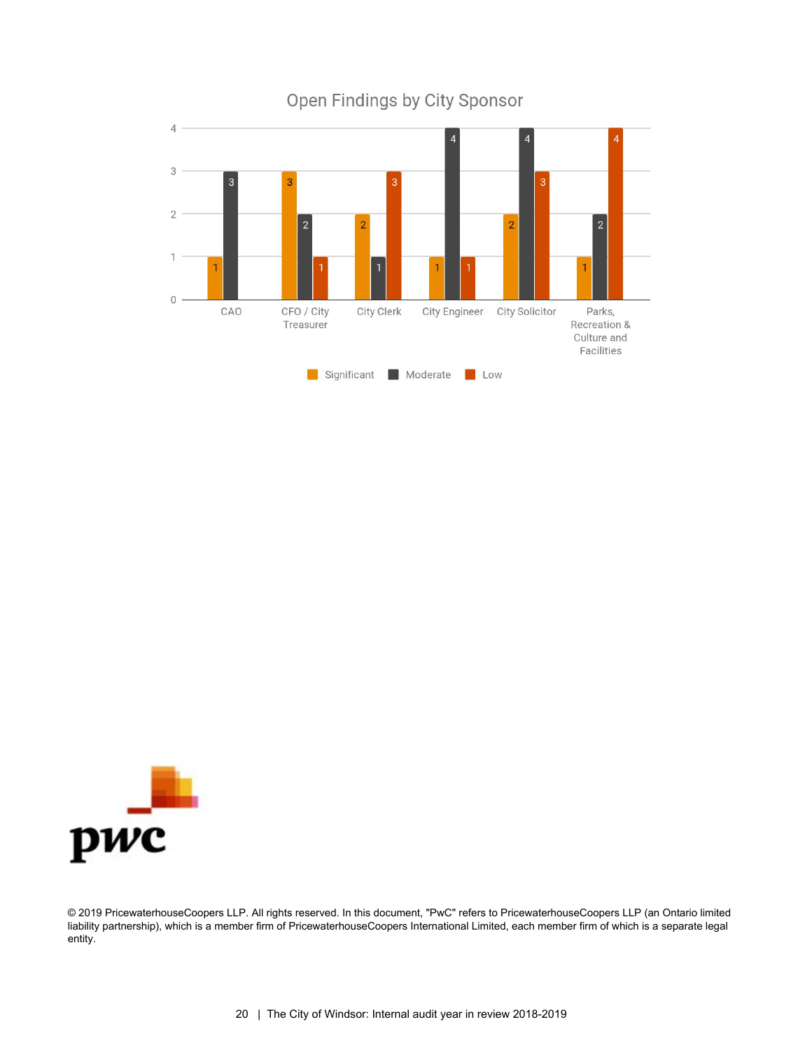Open Findings by City Sponsor

4
3
2
1
0

CAO: 1, 3
CFO / City Treasurer: 3, 2, 1
City Clerk: 2, 1, 3
City Engineer: 1, 4, 1
City Solicitor: 2, 4, 3
Parks, Recreation & Culture and Facilities: 1, 2, 4

Significant
Moderate
Low

© 2019 PricewaterhouseCoopers LLP. All rights reserved. In this document, "PwC" refers to PricewaterhouseCoopers LLP (an Ontario limited liability partnership), which is a member firm of PricewaterhouseCoopers International Limited, each member firm of which is a separate legal entity.